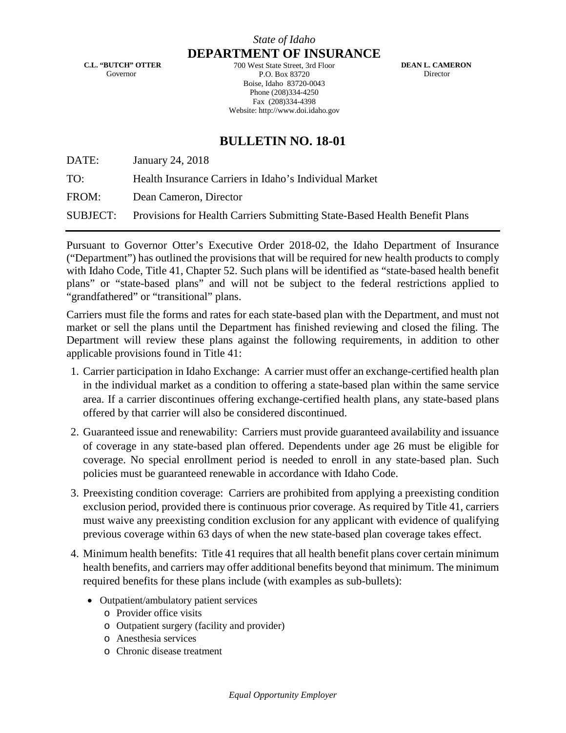*State of Idaho*

# DEPARTMENT OF INSURANCE

**C.L. "BUTCH" OTTER**
Governor

700 West State Street, 3rd Floor
P.O. Box 83720
Boise, Idaho 83720-0043
Phone (208)334-4250
Fax (208)334-4398
Website: http://www.doi.idaho.gov

**DEAN L. CAMERON**
Director

## BULLETIN NO. 18-01

DATE: January 24, 2018

TO: Health Insurance Carriers in Idaho's Individual Market

FROM: Dean Cameron, Director

SUBJECT: Provisions for Health Carriers Submitting State-Based Health Benefit Plans

---

Pursuant to Governor Otter's Executive Order 2018-02, the Idaho Department of Insurance ("Department") has outlined the provisions that will be required for new health products to comply with Idaho Code, Title 41, Chapter 52. Such plans will be identified as "state-based health benefit plans" or "state-based plans" and will not be subject to the federal restrictions applied to "grandfathered" or "transitional" plans.

Carriers must file the forms and rates for each state-based plan with the Department, and must not market or sell the plans until the Department has finished reviewing and closed the filing. The Department will review these plans against the following requirements, in addition to other applicable provisions found in Title 41:

1. Carrier participation in Idaho Exchange: A carrier must offer an exchange-certified health plan in the individual market as a condition to offering a state-based plan within the same service area. If a carrier discontinues offering exchange-certified health plans, any state-based plans offered by that carrier will also be considered discontinued.

2. Guaranteed issue and renewability: Carriers must provide guaranteed availability and issuance of coverage in any state-based plan offered. Dependents under age 26 must be eligible for coverage. No special enrollment period is needed to enroll in any state-based plan. Such policies must be guaranteed renewable in accordance with Idaho Code.

3. Preexisting condition coverage: Carriers are prohibited from applying a preexisting condition exclusion period, provided there is continuous prior coverage. As required by Title 41, carriers must waive any preexisting condition exclusion for any applicant with evidence of qualifying previous coverage within 63 days of when the new state-based plan coverage takes effect.

4. Minimum health benefits: Title 41 requires that all health benefit plans cover certain minimum health benefits, and carriers may offer additional benefits beyond that minimum. The minimum required benefits for these plans include (with examples as sub-bullets):

   - Outpatient/ambulatory patient services
     - Provider office visits
     - Outpatient surgery (facility and provider)
     - Anesthesia services
     - Chronic disease treatment

*Equal Opportunity Employer*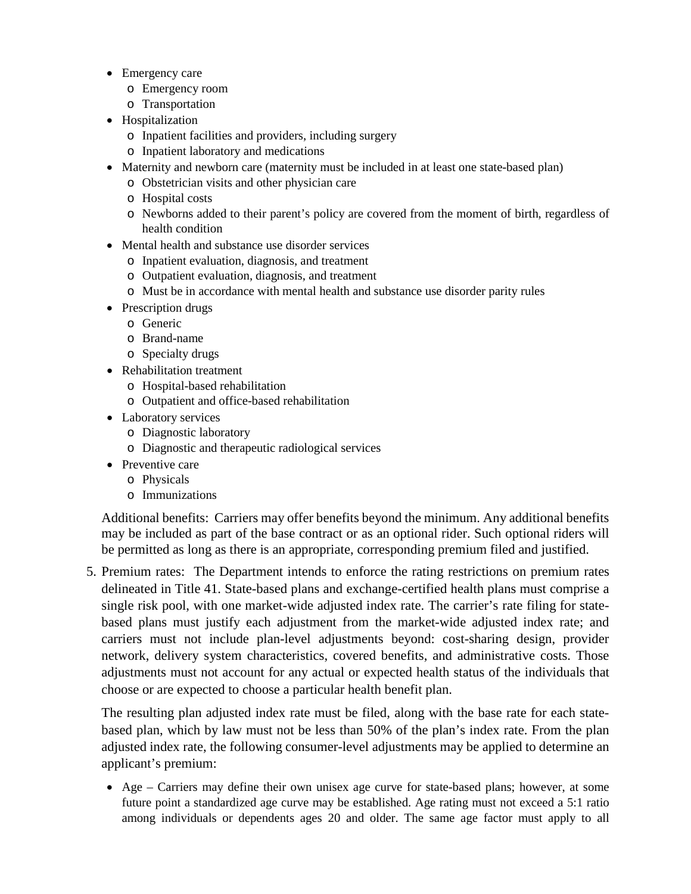- Emergency care
  - Emergency room
  - Transportation
- Hospitalization
  - Inpatient facilities and providers, including surgery
  - Inpatient laboratory and medications
- Maternity and newborn care (maternity must be included in at least one state-based plan)
  - Obstetrician visits and other physician care
  - Hospital costs
  - Newborns added to their parent's policy are covered from the moment of birth, regardless of health condition
- Mental health and substance use disorder services
  - Inpatient evaluation, diagnosis, and treatment
  - Outpatient evaluation, diagnosis, and treatment
  - Must be in accordance with mental health and substance use disorder parity rules
- Prescription drugs
  - Generic
  - Brand-name
  - Specialty drugs
- Rehabilitation treatment
  - Hospital-based rehabilitation
  - Outpatient and office-based rehabilitation
- Laboratory services
  - Diagnostic laboratory
  - Diagnostic and therapeutic radiological services
- Preventive care
  - Physicals
  - Immunizations

Additional benefits: Carriers may offer benefits beyond the minimum. Any additional benefits may be included as part of the base contract or as an optional rider. Such optional riders will be permitted as long as there is an appropriate, corresponding premium filed and justified.

5. Premium rates: The Department intends to enforce the rating restrictions on premium rates delineated in Title 41. State-based plans and exchange-certified health plans must comprise a single risk pool, with one market-wide adjusted index rate. The carrier's rate filing for state-based plans must justify each adjustment from the market-wide adjusted index rate; and carriers must not include plan-level adjustments beyond: cost-sharing design, provider network, delivery system characteristics, covered benefits, and administrative costs. Those adjustments must not account for any actual or expected health status of the individuals that choose or are expected to choose a particular health benefit plan.

   The resulting plan adjusted index rate must be filed, along with the base rate for each state-based plan, which by law must not be less than 50% of the plan's index rate. From the plan adjusted index rate, the following consumer-level adjustments may be applied to determine an applicant's premium:

   - Age – Carriers may define their own unisex age curve for state-based plans; however, at some future point a standardized age curve may be established. Age rating must not exceed a 5:1 ratio among individuals or dependents ages 20 and older. The same age factor must apply to all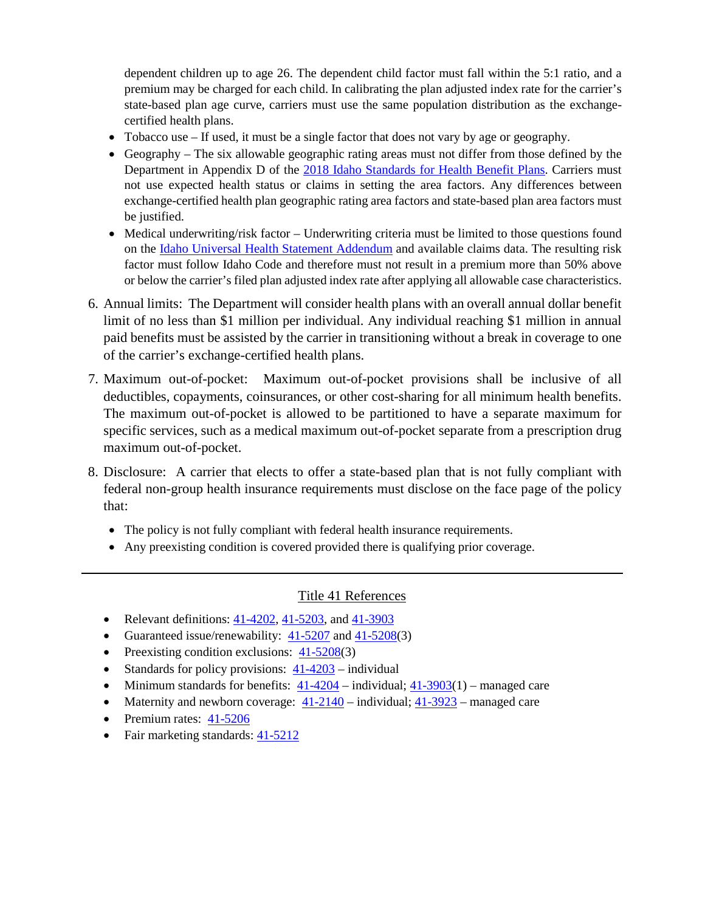dependent children up to age 26. The dependent child factor must fall within the 5:1 ratio, and a premium may be charged for each child. In calibrating the plan adjusted index rate for the carrier's state-based plan age curve, carriers must use the same population distribution as the exchange-certified health plans.

- Tobacco use – If used, it must be a single factor that does not vary by age or geography.
- Geography – The six allowable geographic rating areas must not differ from those defined by the Department in Appendix D of the 2018 Idaho Standards for Health Benefit Plans. Carriers must not use expected health status or claims in setting the area factors. Any differences between exchange-certified health plan geographic rating area factors and state-based plan area factors must be justified.
- Medical underwriting/risk factor – Underwriting criteria must be limited to those questions found on the Idaho Universal Health Statement Addendum and available claims data. The resulting risk factor must follow Idaho Code and therefore must not result in a premium more than 50% above or below the carrier's filed plan adjusted index rate after applying all allowable case characteristics.

6. Annual limits: The Department will consider health plans with an overall annual dollar benefit limit of no less than $1 million per individual. Any individual reaching $1 million in annual paid benefits must be assisted by the carrier in transitioning without a break in coverage to one of the carrier's exchange-certified health plans.

7. Maximum out-of-pocket: Maximum out-of-pocket provisions shall be inclusive of all deductibles, copayments, coinsurances, or other cost-sharing for all minimum health benefits. The maximum out-of-pocket is allowed to be partitioned to have a separate maximum for specific services, such as a medical maximum out-of-pocket separate from a prescription drug maximum out-of-pocket.

8. Disclosure: A carrier that elects to offer a state-based plan that is not fully compliant with federal non-group health insurance requirements must disclose on the face page of the policy that:

   - The policy is not fully compliant with federal health insurance requirements.
   - Any preexisting condition is covered provided there is qualifying prior coverage.

---

## Title 41 References

- Relevant definitions: 41-4202, 41-5203, and 41-3903
- Guaranteed issue/renewability: 41-5207 and 41-5208(3)
- Preexisting condition exclusions: 41-5208(3)
- Standards for policy provisions: 41-4203 – individual
- Minimum standards for benefits: 41-4204 – individual; 41-3903(1) – managed care
- Maternity and newborn coverage: 41-2140 – individual; 41-3923 – managed care
- Premium rates: 41-5206
- Fair marketing standards: 41-5212